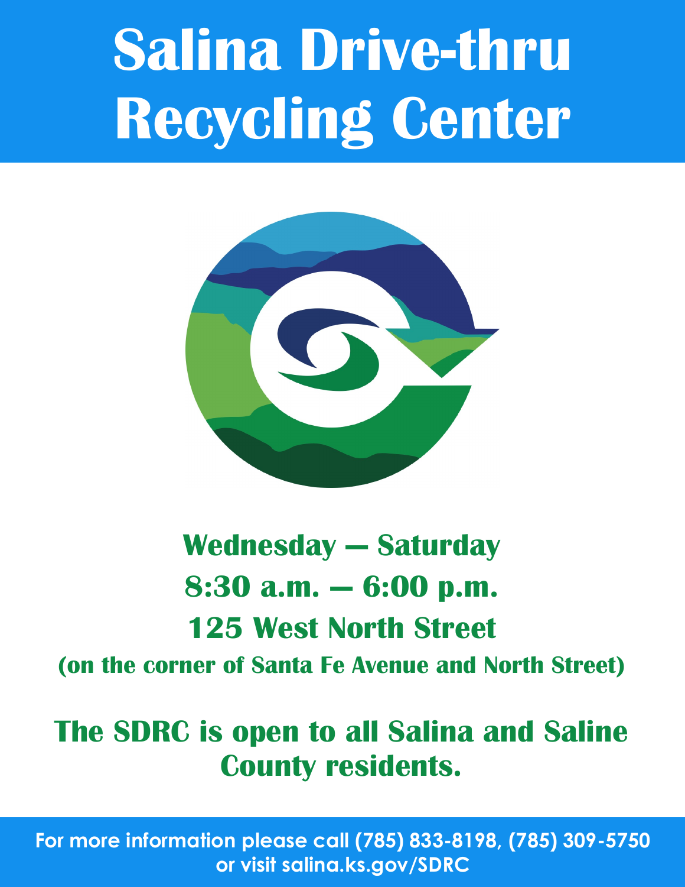# Salina Drive-thru Recycling Center

**Wednesday – Saturday**

**8:30 a.m. – 6:00 p.m.**

**125 West North Street**

**(on the corner of Santa Fe Avenue and North Street)**

**The SDRC is open to all Salina and Saline County residents.**

**For more information please call (785) 833-8198, (785) 309-5750 or visit salina.ks.gov/SDRC**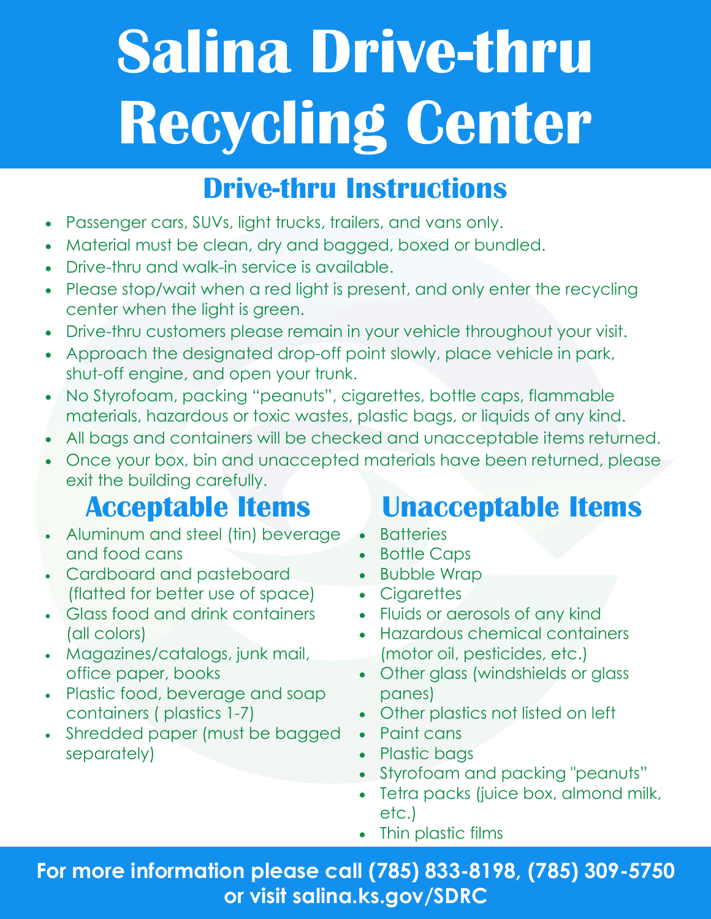# Salina Drive-thru Recycling Center

## Drive-thru Instructions

- Passenger cars, SUVs, light trucks, trailers, and vans only.
- Material must be clean, dry and bagged, boxed or bundled.
- Drive-thru and walk-in service is available.
- Please stop/wait when a red light is present, and only enter the recycling center when the light is green.
- Drive-thru customers please remain in your vehicle throughout your visit.
- Approach the designated drop-off point slowly, place vehicle in park, shut-off engine, and open your trunk.
- No Styrofoam, packing "peanuts", cigarettes, bottle caps, flammable materials, hazardous or toxic wastes, plastic bags, or liquids of any kind.
- All bags and containers will be checked and unacceptable items returned.
- Once your box, bin and unaccepted materials have been returned, please exit the building carefully.

## Acceptable Items

- Aluminum and steel (tin) beverage and food cans
- Cardboard and pasteboard (flatted for better use of space)
- Glass food and drink containers (all colors)
- Magazines/catalogs, junk mail, office paper, books
- Plastic food, beverage and soap containers ( plastics 1-7)
- Shredded paper (must be bagged separately)

## Unacceptable Items

- Batteries
- Bottle Caps
- Bubble Wrap
- Cigarettes
- Fluids or aerosols of any kind
- Hazardous chemical containers (motor oil, pesticides, etc.)
- Other glass (windshields or glass panes)
- Other plastics not listed on left
- Paint cans
- Plastic bags
- Styrofoam and packing "peanuts"
- Tetra packs (juice box, almond milk, etc.)
- Thin plastic films

**For more information please call (785) 833-8198, (785) 309-5750 or visit salina.ks.gov/SDRC**